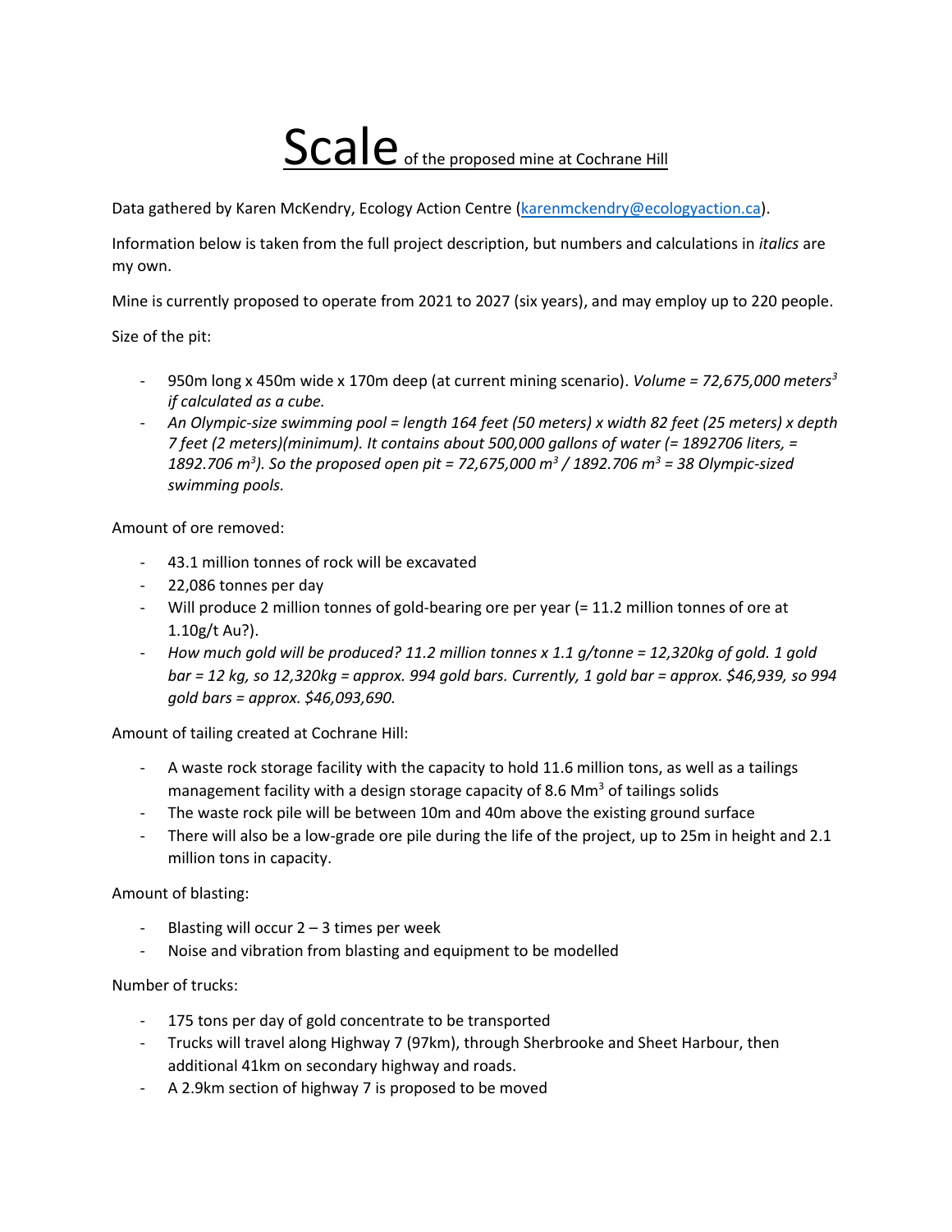# Scale of the proposed mine at Cochrane Hill

Data gathered by Karen McKendry, Ecology Action Centre (karenmckendry@ecologyaction.ca).

Information below is taken from the full project description, but numbers and calculations in *italics* are my own.

Mine is currently proposed to operate from 2021 to 2027 (six years), and may employ up to 220 people.

Size of the pit:

- 950m long x 450m wide x 170m deep (at current mining scenario). *Volume = 72,675,000 meters$^3$ if calculated as a cube.*
- *An Olympic-size swimming pool = length 164 feet (50 meters) x width 82 feet (25 meters) x depth 7 feet (2 meters)(minimum). It contains about 500,000 gallons of water (= 1892706 liters, = 1892.706 m$^3$). So the proposed open pit = 72,675,000 m$^3$ / 1892.706 m$^3$ = 38 Olympic-sized swimming pools.*

Amount of ore removed:

- 43.1 million tonnes of rock will be excavated
- 22,086 tonnes per day
- Will produce 2 million tonnes of gold-bearing ore per year (= 11.2 million tonnes of ore at 1.10g/t Au?).
- *How much gold will be produced? 11.2 million tonnes x 1.1 g/tonne = 12,320kg of gold. 1 gold bar = 12 kg, so 12,320kg = approx. 994 gold bars. Currently, 1 gold bar = approx. $46,939, so 994 gold bars = approx. $46,093,690.*

Amount of tailing created at Cochrane Hill:

- A waste rock storage facility with the capacity to hold 11.6 million tons, as well as a tailings management facility with a design storage capacity of 8.6 Mm$^3$ of tailings solids
- The waste rock pile will be between 10m and 40m above the existing ground surface
- There will also be a low-grade ore pile during the life of the project, up to 25m in height and 2.1 million tons in capacity.

Amount of blasting:

- Blasting will occur 2 – 3 times per week
- Noise and vibration from blasting and equipment to be modelled

Number of trucks:

- 175 tons per day of gold concentrate to be transported
- Trucks will travel along Highway 7 (97km), through Sherbrooke and Sheet Harbour, then additional 41km on secondary highway and roads.
- A 2.9km section of highway 7 is proposed to be moved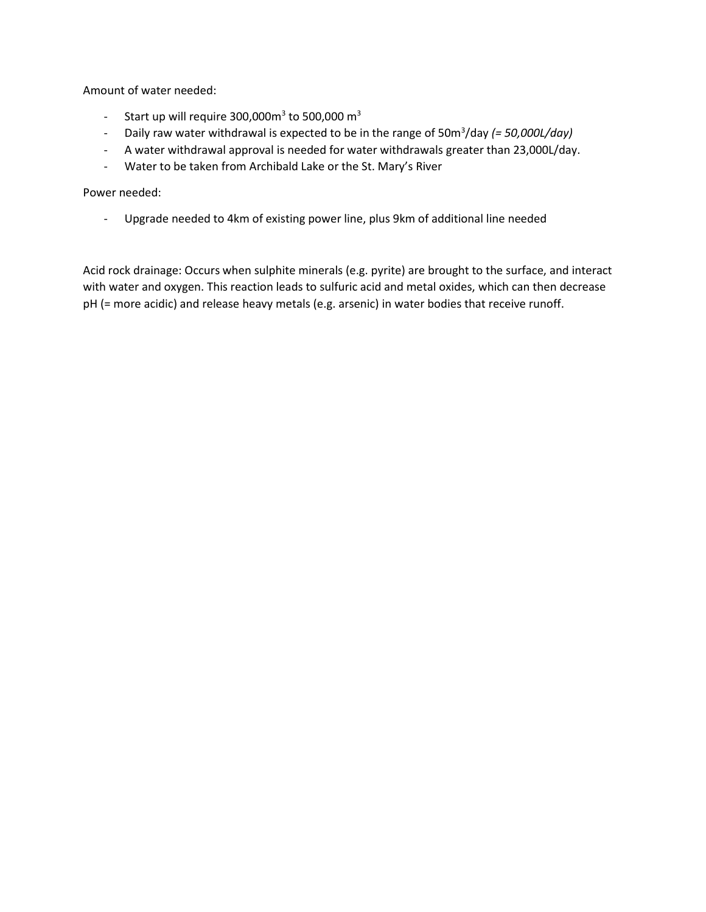Amount of water needed:

- Start up will require 300,000m$^3$ to 500,000 m$^3$
- Daily raw water withdrawal is expected to be in the range of 50m$^3$/day *(= 50,000L/day)*
- A water withdrawal approval is needed for water withdrawals greater than 23,000L/day.
- Water to be taken from Archibald Lake or the St. Mary's River

Power needed:

- Upgrade needed to 4km of existing power line, plus 9km of additional line needed

Acid rock drainage: Occurs when sulphite minerals (e.g. pyrite) are brought to the surface, and interact with water and oxygen. This reaction leads to sulfuric acid and metal oxides, which can then decrease pH (= more acidic) and release heavy metals (e.g. arsenic) in water bodies that receive runoff.